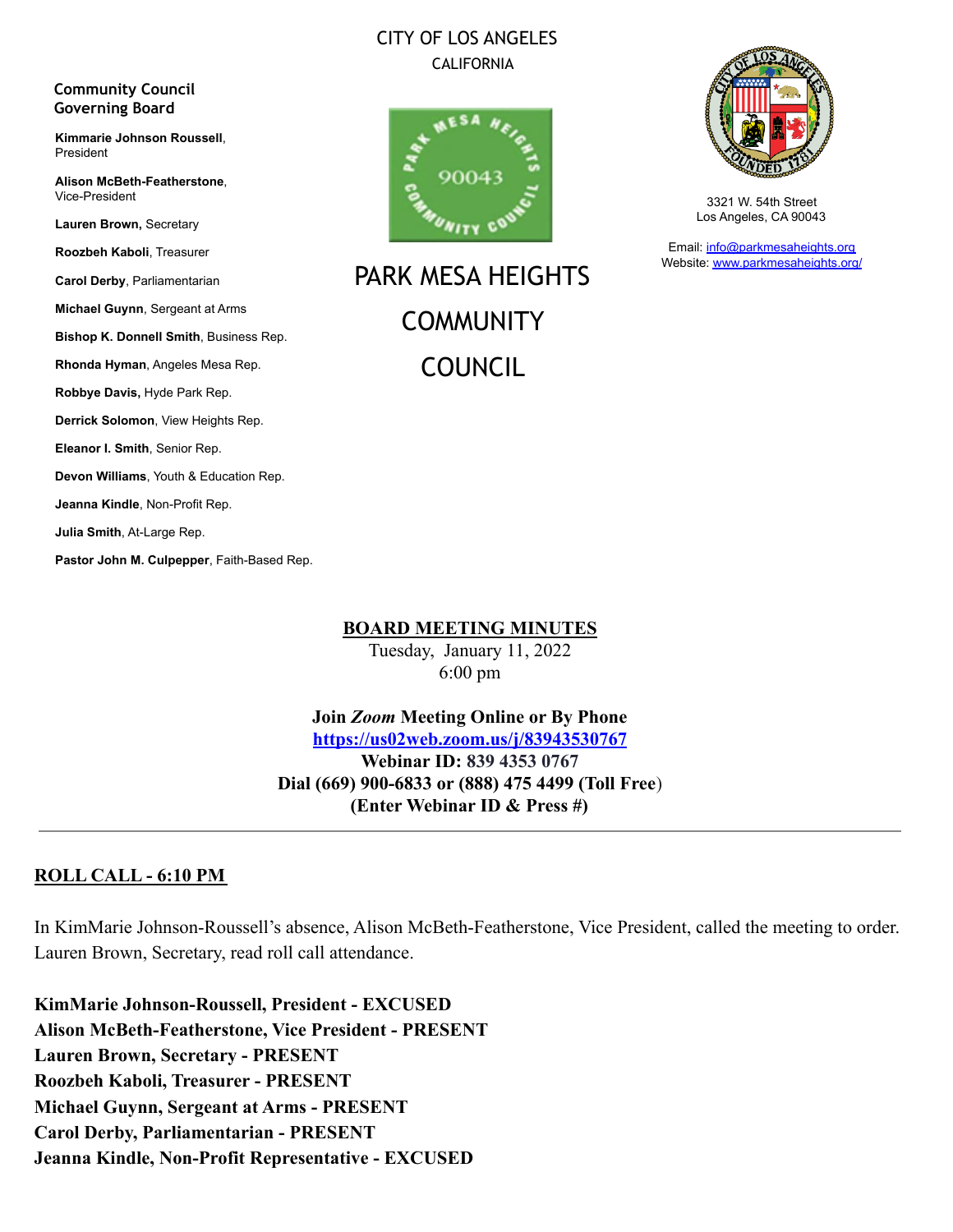CITY OF LOS ANGELES
CALIFORNIA

# PARK MESA HEIGHTS COMMUNITY COUNCIL

3321 W. 54th Street
Los Angeles, CA 90043

Email: info@parkmesaheights.org
Website: www.parkmesaheights.org/

**Community Council Governing Board**

**Kimmarie Johnson Roussell**, President

**Alison McBeth-Featherstone**, Vice-President

**Lauren Brown,** Secretary

**Roozbeh Kaboli**, Treasurer

**Carol Derby**, Parliamentarian

**Michael Guynn**, Sergeant at Arms

**Bishop K. Donnell Smith**, Business Rep.

**Rhonda Hyman**, Angeles Mesa Rep.

**Robbye Davis,** Hyde Park Rep.

**Derrick Solomon**, View Heights Rep.

**Eleanor I. Smith**, Senior Rep.

**Devon Williams**, Youth & Education Rep.

**Jeanna Kindle**, Non-Profit Rep.

**Julia Smith**, At-Large Rep.

**Pastor John M. Culpepper**, Faith-Based Rep.

## BOARD MEETING MINUTES

Tuesday, January 11, 2022
6:00 pm

**Join *Zoom* Meeting Online or By Phone**
**https://us02web.zoom.us/j/83943530767**
**Webinar ID: 839 4353 0767**
**Dial (669) 900-6833 or (888) 475 4499 (Toll Free)**
**(Enter Webinar ID & Press #)**

---

## ROLL CALL - 6:10 PM

In KimMarie Johnson-Roussell's absence, Alison McBeth-Featherstone, Vice President, called the meeting to order. Lauren Brown, Secretary, read roll call attendance.

**KimMarie Johnson-Roussell, President - EXCUSED**
**Alison McBeth-Featherstone, Vice President - PRESENT**
**Lauren Brown, Secretary - PRESENT**
**Roozbeh Kaboli, Treasurer - PRESENT**
**Michael Guynn, Sergeant at Arms - PRESENT**
**Carol Derby, Parliamentarian - PRESENT**
**Jeanna Kindle, Non-Profit Representative - EXCUSED**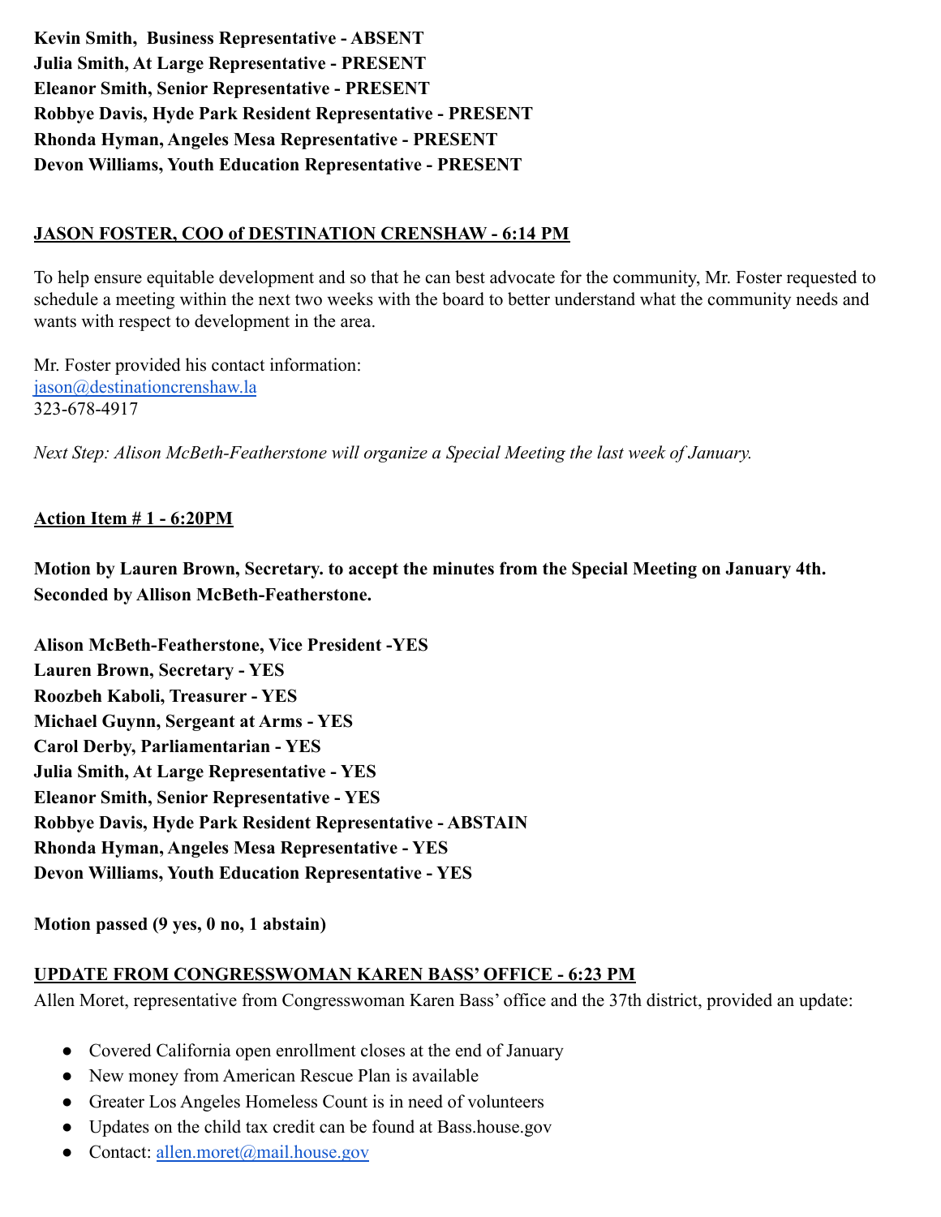**Kevin Smith, Business Representative - ABSENT**
**Julia Smith, At Large Representative - PRESENT**
**Eleanor Smith, Senior Representative - PRESENT**
**Robbye Davis, Hyde Park Resident Representative - PRESENT**
**Rhonda Hyman, Angeles Mesa Representative - PRESENT**
**Devon Williams, Youth Education Representative - PRESENT**

**JASON FOSTER, COO of DESTINATION CRENSHAW - 6:14 PM**

To help ensure equitable development and so that he can best advocate for the community, Mr. Foster requested to schedule a meeting within the next two weeks with the board to better understand what the community needs and wants with respect to development in the area.

Mr. Foster provided his contact information:
jason@destinationcrenshaw.la
323-678-4917

*Next Step: Alison McBeth-Featherstone will organize a Special Meeting the last week of January.*

**Action Item # 1 - 6:20PM**

**Motion by Lauren Brown, Secretary. to accept the minutes from the Special Meeting on January 4th. Seconded by Allison McBeth-Featherstone.**

**Alison McBeth-Featherstone, Vice President -YES**
**Lauren Brown, Secretary - YES**
**Roozbeh Kaboli, Treasurer - YES**
**Michael Guynn, Sergeant at Arms - YES**
**Carol Derby, Parliamentarian - YES**
**Julia Smith, At Large Representative - YES**
**Eleanor Smith, Senior Representative - YES**
**Robbye Davis, Hyde Park Resident Representative - ABSTAIN**
**Rhonda Hyman, Angeles Mesa Representative - YES**
**Devon Williams, Youth Education Representative - YES**

**Motion passed (9 yes, 0 no, 1 abstain)**

**UPDATE FROM CONGRESSWOMAN KAREN BASS' OFFICE - 6:23 PM**

Allen Moret, representative from Congresswoman Karen Bass' office and the 37th district, provided an update:

- Covered California open enrollment closes at the end of January
- New money from American Rescue Plan is available
- Greater Los Angeles Homeless Count is in need of volunteers
- Updates on the child tax credit can be found at Bass.house.gov
- Contact: allen.moret@mail.house.gov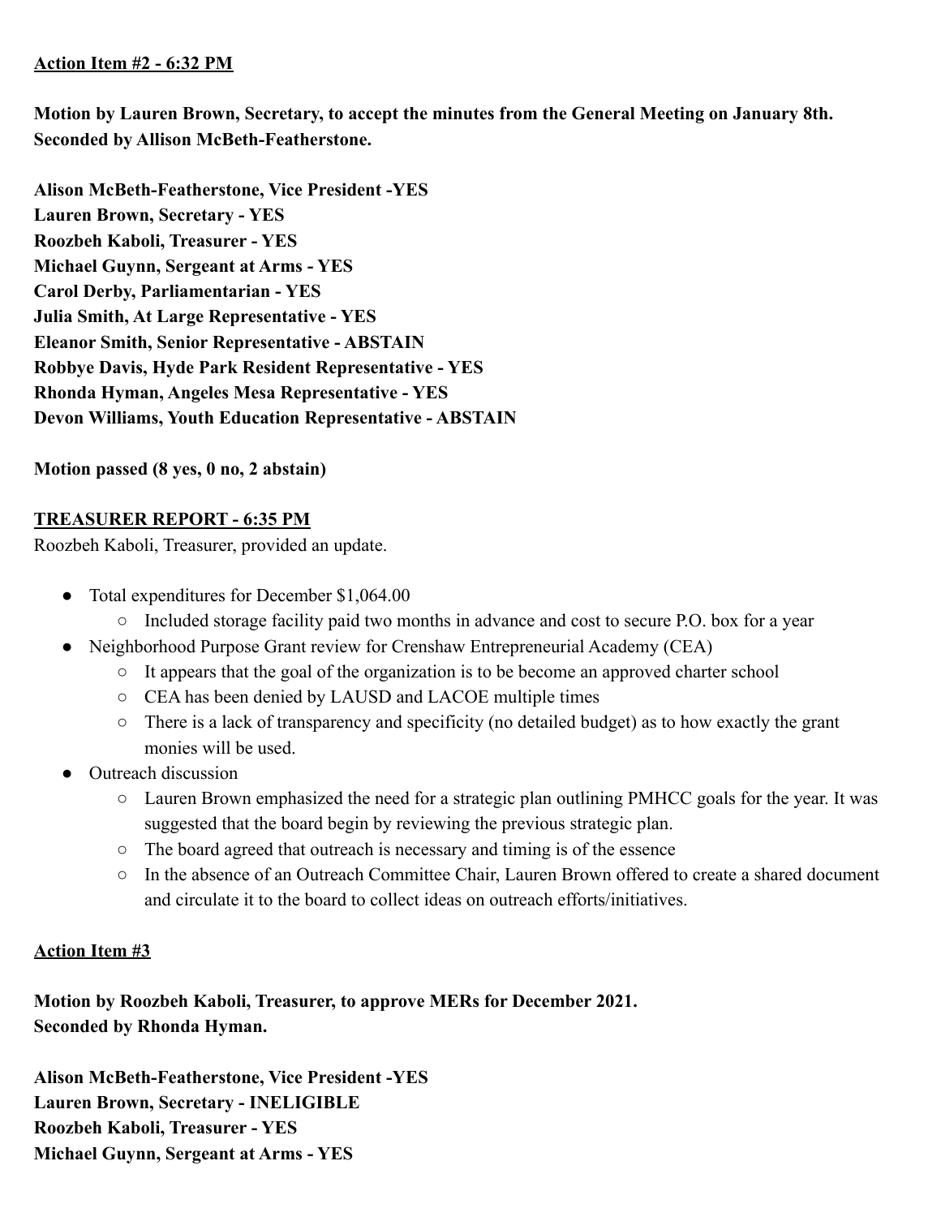**Action Item #2 - 6:32 PM**

**Motion by Lauren Brown, Secretary, to accept the minutes from the General Meeting on January 8th. Seconded by Allison McBeth-Featherstone.**

**Alison McBeth-Featherstone, Vice President -YES**
**Lauren Brown, Secretary - YES**
**Roozbeh Kaboli, Treasurer - YES**
**Michael Guynn, Sergeant at Arms - YES**
**Carol Derby, Parliamentarian - YES**
**Julia Smith, At Large Representative - YES**
**Eleanor Smith, Senior Representative - ABSTAIN**
**Robbye Davis, Hyde Park Resident Representative - YES**
**Rhonda Hyman, Angeles Mesa Representative - YES**
**Devon Williams, Youth Education Representative - ABSTAIN**

**Motion passed (8 yes, 0 no, 2 abstain)**

**TREASURER REPORT - 6:35 PM**

Roozbeh Kaboli, Treasurer, provided an update.

- Total expenditures for December $1,064.00
  - Included storage facility paid two months in advance and cost to secure P.O. box for a year
- Neighborhood Purpose Grant review for Crenshaw Entrepreneurial Academy (CEA)
  - It appears that the goal of the organization is to be become an approved charter school
  - CEA has been denied by LAUSD and LACOE multiple times
  - There is a lack of transparency and specificity (no detailed budget) as to how exactly the grant monies will be used.
- Outreach discussion
  - Lauren Brown emphasized the need for a strategic plan outlining PMHCC goals for the year. It was suggested that the board begin by reviewing the previous strategic plan.
  - The board agreed that outreach is necessary and timing is of the essence
  - In the absence of an Outreach Committee Chair, Lauren Brown offered to create a shared document and circulate it to the board to collect ideas on outreach efforts/initiatives.

**Action Item #3**

**Motion by Roozbeh Kaboli, Treasurer, to approve MERs for December 2021. Seconded by Rhonda Hyman.**

**Alison McBeth-Featherstone, Vice President -YES**
**Lauren Brown, Secretary - INELIGIBLE**
**Roozbeh Kaboli, Treasurer - YES**
**Michael Guynn, Sergeant at Arms - YES**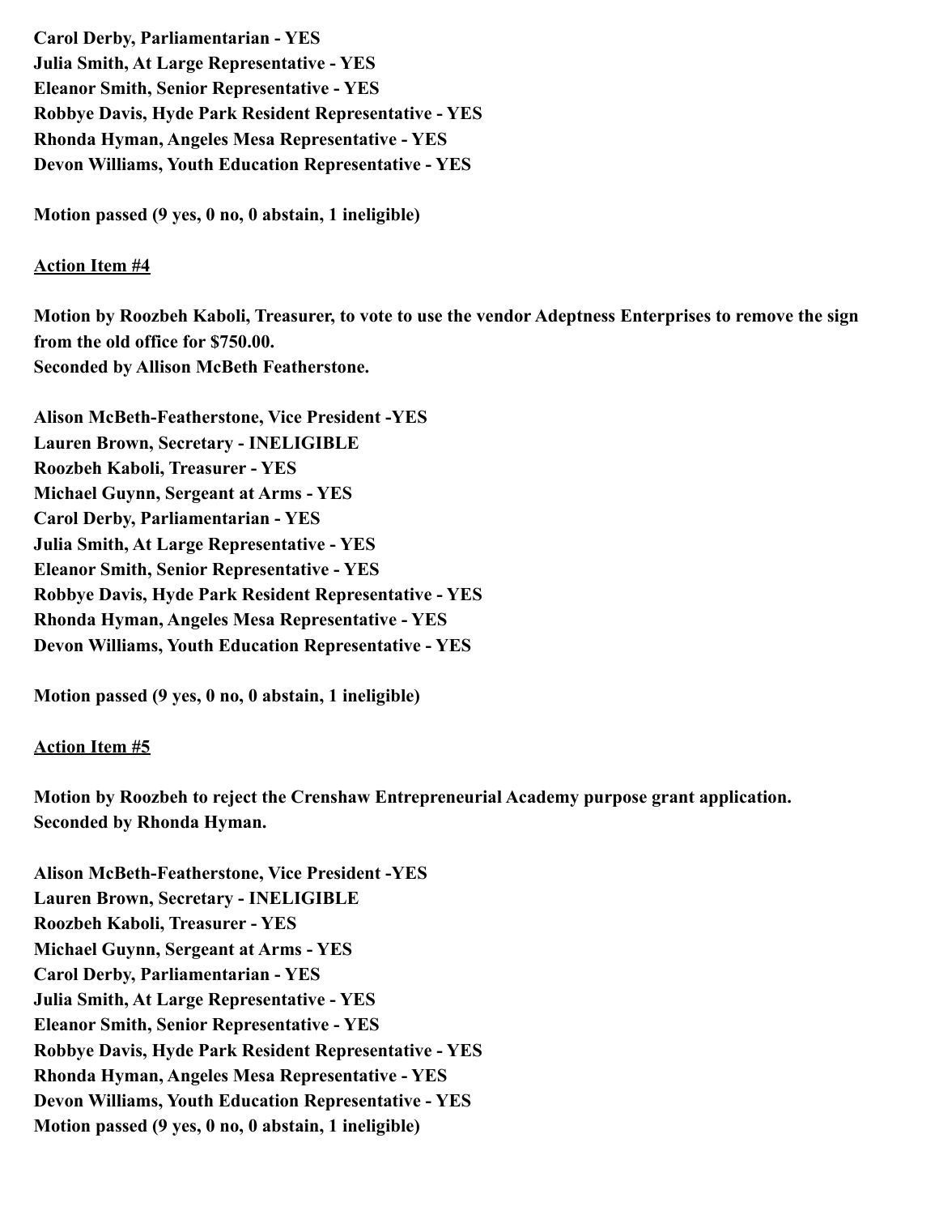**Carol Derby, Parliamentarian - YES**
**Julia Smith, At Large Representative - YES**
**Eleanor Smith, Senior Representative - YES**
**Robbye Davis, Hyde Park Resident Representative - YES**
**Rhonda Hyman, Angeles Mesa Representative - YES**
**Devon Williams, Youth Education Representative - YES**

**Motion passed (9 yes, 0 no, 0 abstain, 1 ineligible)**

**<u>Action Item #4</u>**

**Motion by Roozbeh Kaboli, Treasurer, to vote to use the vendor Adeptness Enterprises to remove the sign from the old office for $750.00.**
**Seconded by Allison McBeth Featherstone.**

**Alison McBeth-Featherstone, Vice President -YES**
**Lauren Brown, Secretary - INELIGIBLE**
**Roozbeh Kaboli, Treasurer - YES**
**Michael Guynn, Sergeant at Arms - YES**
**Carol Derby, Parliamentarian - YES**
**Julia Smith, At Large Representative - YES**
**Eleanor Smith, Senior Representative - YES**
**Robbye Davis, Hyde Park Resident Representative - YES**
**Rhonda Hyman, Angeles Mesa Representative - YES**
**Devon Williams, Youth Education Representative - YES**

**Motion passed (9 yes, 0 no, 0 abstain, 1 ineligible)**

**<u>Action Item #5</u>**

**Motion by Roozbeh to reject the Crenshaw Entrepreneurial Academy purpose grant application.**
**Seconded by Rhonda Hyman.**

**Alison McBeth-Featherstone, Vice President -YES**
**Lauren Brown, Secretary - INELIGIBLE**
**Roozbeh Kaboli, Treasurer - YES**
**Michael Guynn, Sergeant at Arms - YES**
**Carol Derby, Parliamentarian - YES**
**Julia Smith, At Large Representative - YES**
**Eleanor Smith, Senior Representative - YES**
**Robbye Davis, Hyde Park Resident Representative - YES**
**Rhonda Hyman, Angeles Mesa Representative - YES**
**Devon Williams, Youth Education Representative - YES**
**Motion passed (9 yes, 0 no, 0 abstain, 1 ineligible)**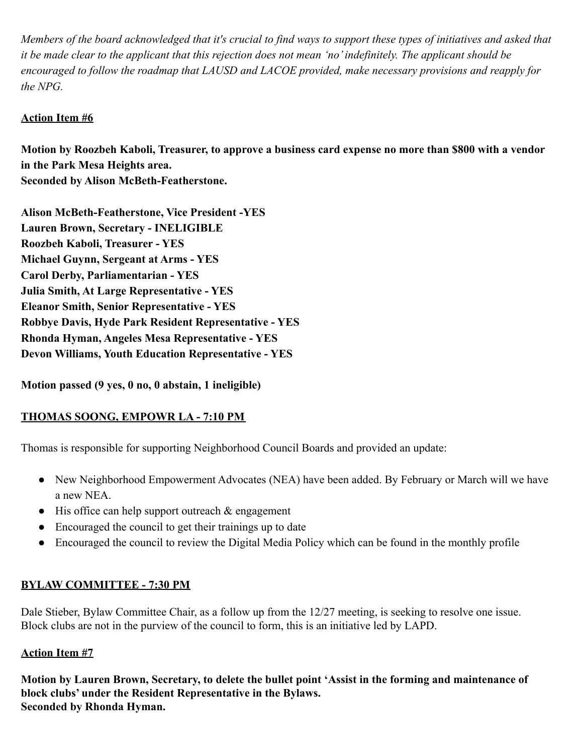*Members of the board acknowledged that it's crucial to find ways to support these types of initiatives and asked that it be made clear to the applicant that this rejection does not mean 'no' indefinitely. The applicant should be encouraged to follow the roadmap that LAUSD and LACOE provided, make necessary provisions and reapply for the NPG.*

**Action Item #6**

**Motion by Roozbeh Kaboli, Treasurer, to approve a business card expense no more than $800 with a vendor in the Park Mesa Heights area.**
**Seconded by Alison McBeth-Featherstone.**

**Alison McBeth-Featherstone, Vice President -YES**
**Lauren Brown, Secretary - INELIGIBLE**
**Roozbeh Kaboli, Treasurer - YES**
**Michael Guynn, Sergeant at Arms - YES**
**Carol Derby, Parliamentarian - YES**
**Julia Smith, At Large Representative - YES**
**Eleanor Smith, Senior Representative - YES**
**Robbye Davis, Hyde Park Resident Representative - YES**
**Rhonda Hyman, Angeles Mesa Representative - YES**
**Devon Williams, Youth Education Representative - YES**

**Motion passed (9 yes, 0 no, 0 abstain, 1 ineligible)**

**THOMAS SOONG, EMPOWR LA - 7:10 PM**

Thomas is responsible for supporting Neighborhood Council Boards and provided an update:

- New Neighborhood Empowerment Advocates (NEA) have been added. By February or March will we have a new NEA.
- His office can help support outreach & engagement
- Encouraged the council to get their trainings up to date
- Encouraged the council to review the Digital Media Policy which can be found in the monthly profile

**BYLAW COMMITTEE - 7:30 PM**

Dale Stieber, Bylaw Committee Chair, as a follow up from the 12/27 meeting, is seeking to resolve one issue. Block clubs are not in the purview of the council to form, this is an initiative led by LAPD.

**Action Item #7**

**Motion by Lauren Brown, Secretary, to delete the bullet point 'Assist in the forming and maintenance of block clubs' under the Resident Representative in the Bylaws.**
**Seconded by Rhonda Hyman.**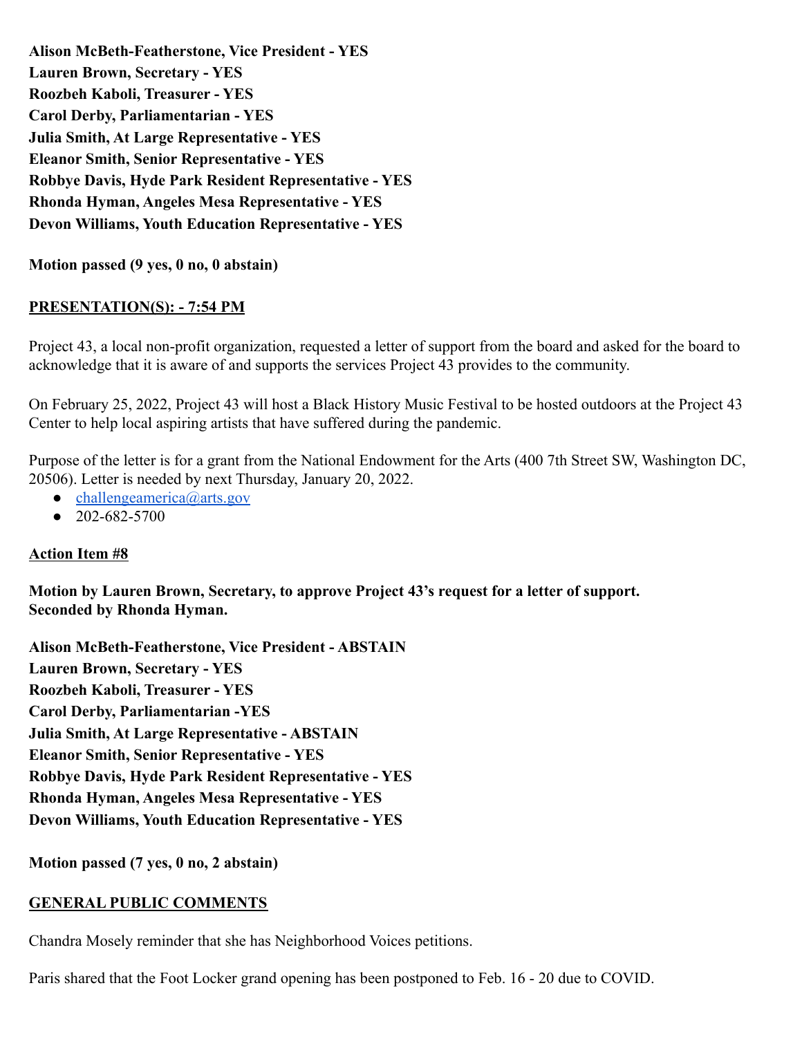**Alison McBeth-Featherstone, Vice President - YES**
**Lauren Brown, Secretary - YES**
**Roozbeh Kaboli, Treasurer - YES**
**Carol Derby, Parliamentarian - YES**
**Julia Smith, At Large Representative - YES**
**Eleanor Smith, Senior Representative - YES**
**Robbye Davis, Hyde Park Resident Representative - YES**
**Rhonda Hyman, Angeles Mesa Representative - YES**
**Devon Williams, Youth Education Representative - YES**

**Motion passed (9 yes, 0 no, 0 abstain)**

**PRESENTATION(S): - 7:54 PM**

Project 43, a local non-profit organization, requested a letter of support from the board and asked for the board to acknowledge that it is aware of and supports the services Project 43 provides to the community.

On February 25, 2022, Project 43 will host a Black History Music Festival to be hosted outdoors at the Project 43 Center to help local aspiring artists that have suffered during the pandemic.

Purpose of the letter is for a grant from the National Endowment for the Arts (400 7th Street SW, Washington DC, 20506). Letter is needed by next Thursday, January 20, 2022.

- challengeamerica@arts.gov
- 202-682-5700

**Action Item #8**

**Motion by Lauren Brown, Secretary, to approve Project 43's request for a letter of support.**
**Seconded by Rhonda Hyman.**

**Alison McBeth-Featherstone, Vice President - ABSTAIN**
**Lauren Brown, Secretary - YES**
**Roozbeh Kaboli, Treasurer - YES**
**Carol Derby, Parliamentarian -YES**
**Julia Smith, At Large Representative - ABSTAIN**
**Eleanor Smith, Senior Representative - YES**
**Robbye Davis, Hyde Park Resident Representative - YES**
**Rhonda Hyman, Angeles Mesa Representative - YES**
**Devon Williams, Youth Education Representative - YES**

**Motion passed (7 yes, 0 no, 2 abstain)**

**GENERAL PUBLIC COMMENTS**

Chandra Mosely reminder that she has Neighborhood Voices petitions.

Paris shared that the Foot Locker grand opening has been postponed to Feb. 16 - 20 due to COVID.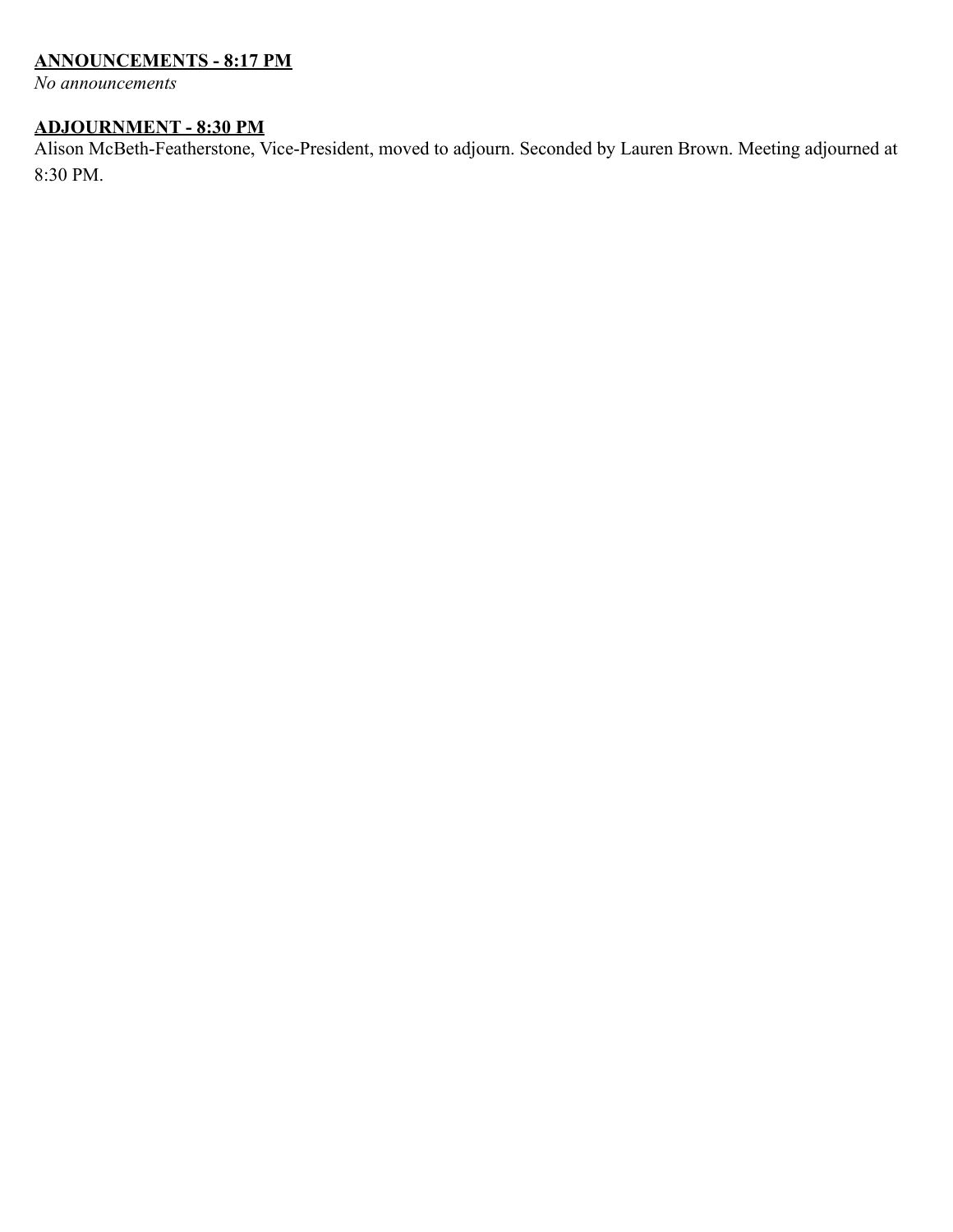**ANNOUNCEMENTS - 8:17 PM**

*No announcements*

**ADJOURNMENT - 8:30 PM**

Alison McBeth-Featherstone, Vice-President, moved to adjourn. Seconded by Lauren Brown. Meeting adjourned at 8:30 PM.